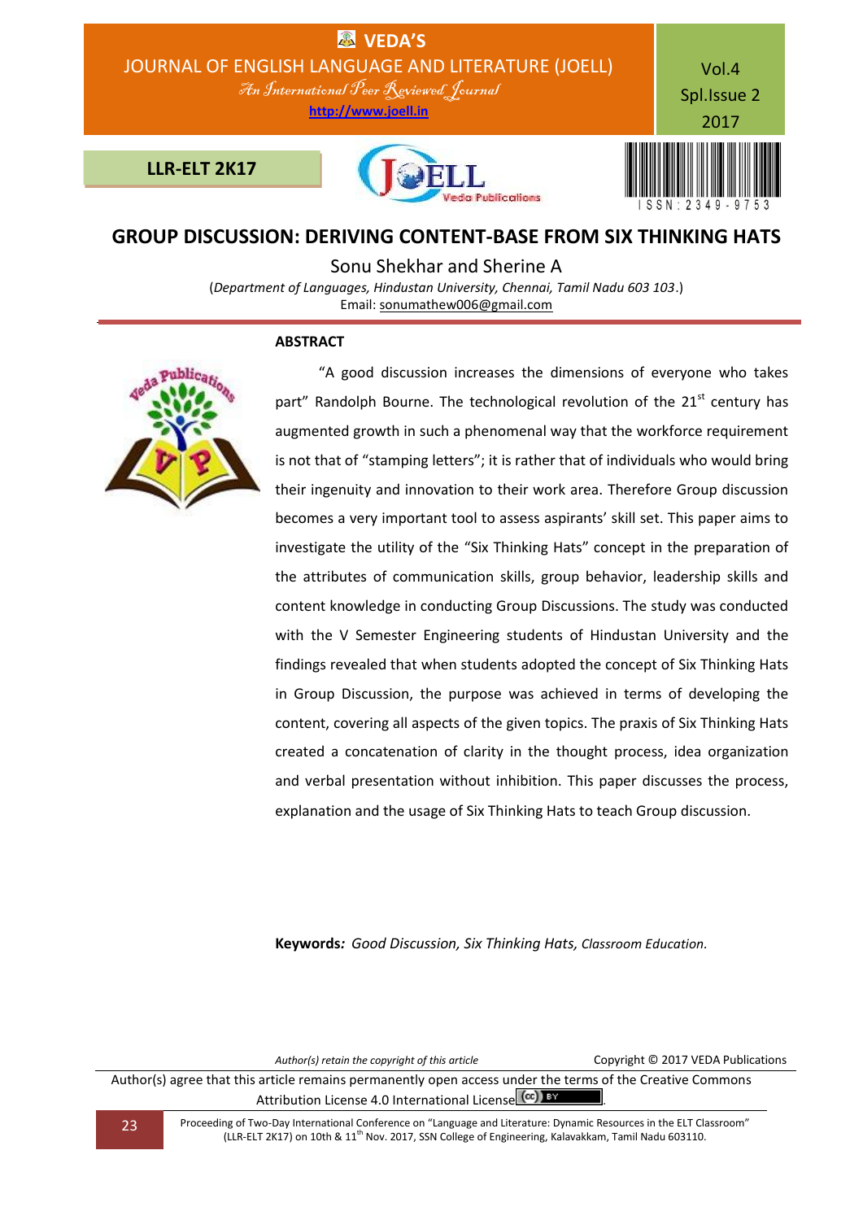# GROUP DISCUSSION: DERIVING CONTENT-BASE FROM SIX THINKING HATS

Sonu Shekhar and Sherine A

(*Department of Languages, Hindustan University, Chennai, Tamil Nadu 603 103*.)
Email: sonumathew006@gmail.com

## ABSTRACT

"A good discussion increases the dimensions of everyone who takes part" Randolph Bourne. The technological revolution of the 21st century has augmented growth in such a phenomenal way that the workforce requirement is not that of "stamping letters"; it is rather that of individuals who would bring their ingenuity and innovation to their work area. Therefore Group discussion becomes a very important tool to assess aspirants' skill set. This paper aims to investigate the utility of the "Six Thinking Hats" concept in the preparation of the attributes of communication skills, group behavior, leadership skills and content knowledge in conducting Group Discussions. The study was conducted with the V Semester Engineering students of Hindustan University and the findings revealed that when students adopted the concept of Six Thinking Hats in Group Discussion, the purpose was achieved in terms of developing the content, covering all aspects of the given topics. The praxis of Six Thinking Hats created a concatenation of clarity in the thought process, idea organization and verbal presentation without inhibition. This paper discusses the process, explanation and the usage of Six Thinking Hats to teach Group discussion.

**Keywords*:*** *Good Discussion, Six Thinking Hats, Classroom Education.*

*Author(s) retain the copyright of this article* Copyright © 2017 VEDA Publications

Author(s) agree that this article remains permanently open access under the terms of the Creative Commons Attribution License 4.0 International License.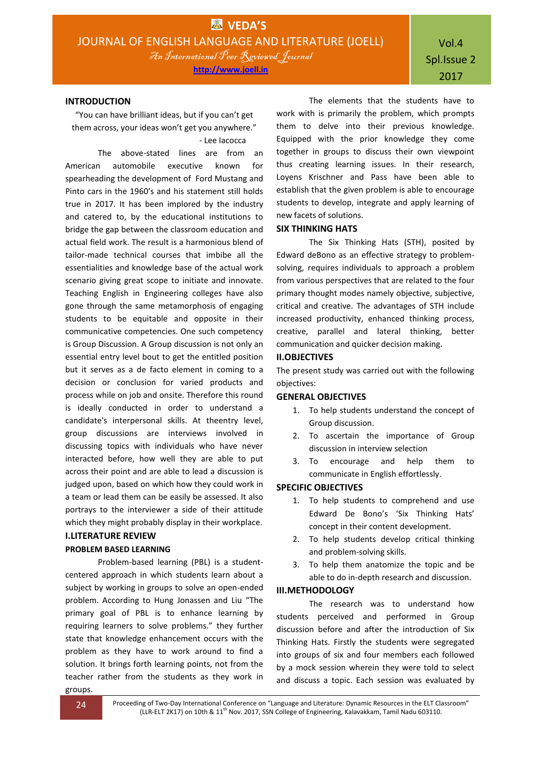## INTRODUCTION

"You can have brilliant ideas, but if you can't get them across, your ideas won't get you anywhere."

- Lee Iacocca

The above-stated lines are from an American automobile executive known for spearheading the development of Ford Mustang and Pinto cars in the 1960's and his statement still holds true in 2017. It has been implored by the industry and catered to, by the educational institutions to bridge the gap between the classroom education and actual field work. The result is a harmonious blend of tailor-made technical courses that imbibe all the essentialities and knowledge base of the actual work scenario giving great scope to initiate and innovate. Teaching English in Engineering colleges have also gone through the same metamorphosis of engaging students to be equitable and opposite in their communicative competencies. One such competency is Group Discussion. A Group discussion is not only an essential entry level bout to get the entitled position but it serves as a de facto element in coming to a decision or conclusion for varied products and process while on job and onsite. Therefore this round is ideally conducted in order to understand a candidate's interpersonal skills. At theentry level, group discussions are interviews involved in discussing topics with individuals who have never interacted before, how well they are able to put across their point and are able to lead a discussion is judged upon, based on which how they could work in a team or lead them can be easily be assessed. It also portrays to the interviewer a side of their attitude which they might probably display in their workplace.

## I.LITERATURE REVIEW

### PROBLEM BASED LEARNING

Problem-based learning (PBL) is a student-centered approach in which students learn about a subject by working in groups to solve an open-ended problem. According to Hung Jonassen and Liu "The primary goal of PBL is to enhance learning by requiring learners to solve problems." they further state that knowledge enhancement occurs with the problem as they have to work around to find a solution. It brings forth learning points, not from the teacher rather from the students as they work in groups.

The elements that the students have to work with is primarily the problem, which prompts them to delve into their previous knowledge. Equipped with the prior knowledge they come together in groups to discuss their own viewpoint thus creating learning issues. In their research, Loyens Krischner and Pass have been able to establish that the given problem is able to encourage students to develop, integrate and apply learning of new facets of solutions.

### SIX THINKING HATS

The Six Thinking Hats (STH), posited by Edward deBono as an effective strategy to problem-solving, requires individuals to approach a problem from various perspectives that are related to the four primary thought modes namely objective, subjective, critical and creative. The advantages of STH include increased productivity, enhanced thinking process, creative, parallel and lateral thinking, better communication and quicker decision making.

## II.OBJECTIVES

The present study was carried out with the following objectives:

### GENERAL OBJECTIVES

1. To help students understand the concept of Group discussion.
2. To ascertain the importance of Group discussion in interview selection
3. To encourage and help them to communicate in English effortlessly.

### SPECIFIC OBJECTIVES

1. To help students to comprehend and use Edward De Bono's 'Six Thinking Hats' concept in their content development.
2. To help students develop critical thinking and problem-solving skills.
3. To help them anatomize the topic and be able to do in-depth research and discussion.

## III.METHODOLOGY

The research was to understand how students perceived and performed in Group discussion before and after the introduction of Six Thinking Hats. Firstly the students were segregated into groups of six and four members each followed by a mock session wherein they were told to select and discuss a topic. Each session was evaluated by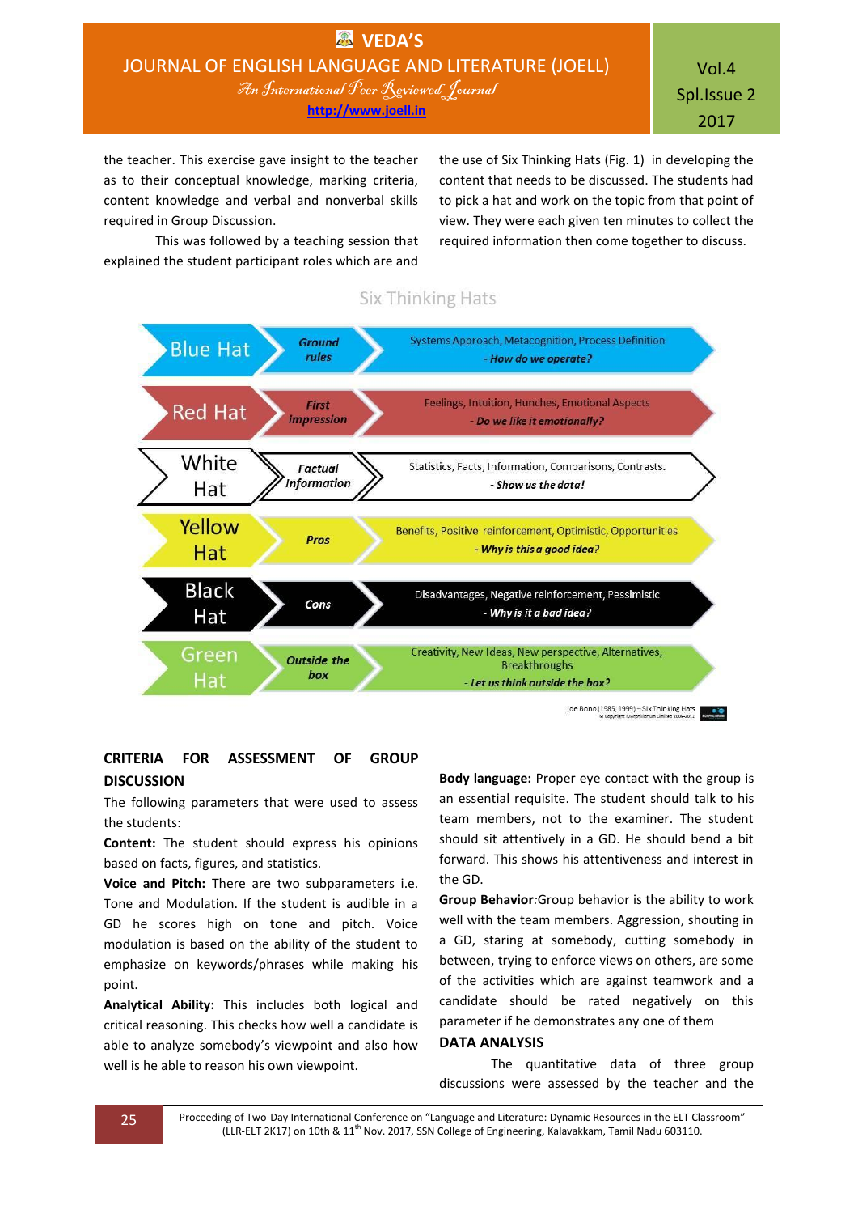the teacher. This exercise gave insight to the teacher as to their conceptual knowledge, marking criteria, content knowledge and verbal and nonverbal skills required in Group Discussion.

This was followed by a teaching session that explained the student participant roles which are and the use of Six Thinking Hats (Fig. 1) in developing the content that needs to be discussed. The students had to pick a hat and work on the topic from that point of view. They were each given ten minutes to collect the required information then come together to discuss.

Six Thinking Hats

| Hat | Role | Description |
|---|---|---|
| Blue Hat | *Ground rules* | Systems Approach, Metacognition, Process Definition<br>*- How do we operate?* |
| Red Hat | *First Impression* | Feelings, Intuition, Hunches, Emotional Aspects<br>*- Do we like it emotionally?* |
| White Hat | *Factual Information* | Statistics, Facts, Information, Comparisons, Contrasts.<br>*- Show us the data!* |
| Yellow Hat | *Pros* | Benefits, Positive reinforcement, Optimistic, Opportunities<br>*- Why is this a good idea?* |
| Black Hat | *Cons* | Disadvantages, Negative reinforcement, Pessimistic<br>*- Why is it a bad idea?* |
| Green Hat | *Outside the box* | Creativity, New Ideas, New perspective, Alternatives, Breakthroughs<br>*- Let us think outside the box?* |

|de Bono (1985, 1999) – Six Thinking Hats

## CRITERIA FOR ASSESSMENT OF GROUP DISCUSSION

The following parameters that were used to assess the students:

**Content:** The student should express his opinions based on facts, figures, and statistics.

**Voice and Pitch:** There are two subparameters i.e. Tone and Modulation. If the student is audible in a GD he scores high on tone and pitch. Voice modulation is based on the ability of the student to emphasize on keywords/phrases while making his point.

**Analytical Ability:** This includes both logical and critical reasoning. This checks how well a candidate is able to analyze somebody's viewpoint and also how well is he able to reason his own viewpoint.

**Body language:** Proper eye contact with the group is an essential requisite. The student should talk to his team members, not to the examiner. The student should sit attentively in a GD. He should bend a bit forward. This shows his attentiveness and interest in the GD.

**Group Behavior**:Group behavior is the ability to work well with the team members. Aggression, shouting in a GD, staring at somebody, cutting somebody in between, trying to enforce views on others, are some of the activities which are against teamwork and a candidate should be rated negatively on this parameter if he demonstrates any one of them

## DATA ANALYSIS

The quantitative data of three group discussions were assessed by the teacher and the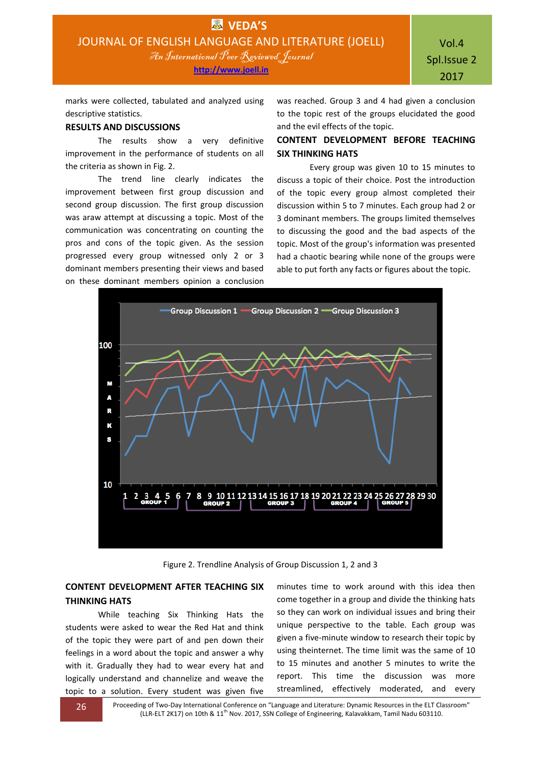marks were collected, tabulated and analyzed using descriptive statistics.

**RESULTS AND DISCUSSIONS**

The results show a very definitive improvement in the performance of students on all the criteria as shown in Fig. 2.

The trend line clearly indicates the improvement between first group discussion and second group discussion. The first group discussion was araw attempt at discussing a topic. Most of the communication was concentrating on counting the pros and cons of the topic given. As the session progressed every group witnessed only 2 or 3 dominant members presenting their views and based on these dominant members opinion a conclusion was reached. Group 3 and 4 had given a conclusion to the topic rest of the groups elucidated the good and the evil effects of the topic.

**CONTENT DEVELOPMENT BEFORE TEACHING SIX THINKING HATS**

Every group was given 10 to 15 minutes to discuss a topic of their choice. Post the introduction of the topic every group almost completed their discussion within 5 to 7 minutes. Each group had 2 or 3 dominant members. The groups limited themselves to discussing the good and the bad aspects of the topic. Most of the group's information was presented had a chaotic bearing while none of the groups were able to put forth any facts or figures about the topic.

Figure 2. Trendline Analysis of Group Discussion 1, 2 and 3

**CONTENT DEVELOPMENT AFTER TEACHING SIX THINKING HATS**

While teaching Six Thinking Hats the students were asked to wear the Red Hat and think of the topic they were part of and pen down their feelings in a word about the topic and answer a why with it. Gradually they had to wear every hat and logically understand and channelize and weave the topic to a solution. Every student was given five minutes time to work around with this idea then come together in a group and divide the thinking hats so they can work on individual issues and bring their unique perspective to the table. Each group was given a five-minute window to research their topic by using theinternet. The time limit was the same of 10 to 15 minutes and another 5 minutes to write the report. This time the discussion was more streamlined, effectively moderated, and every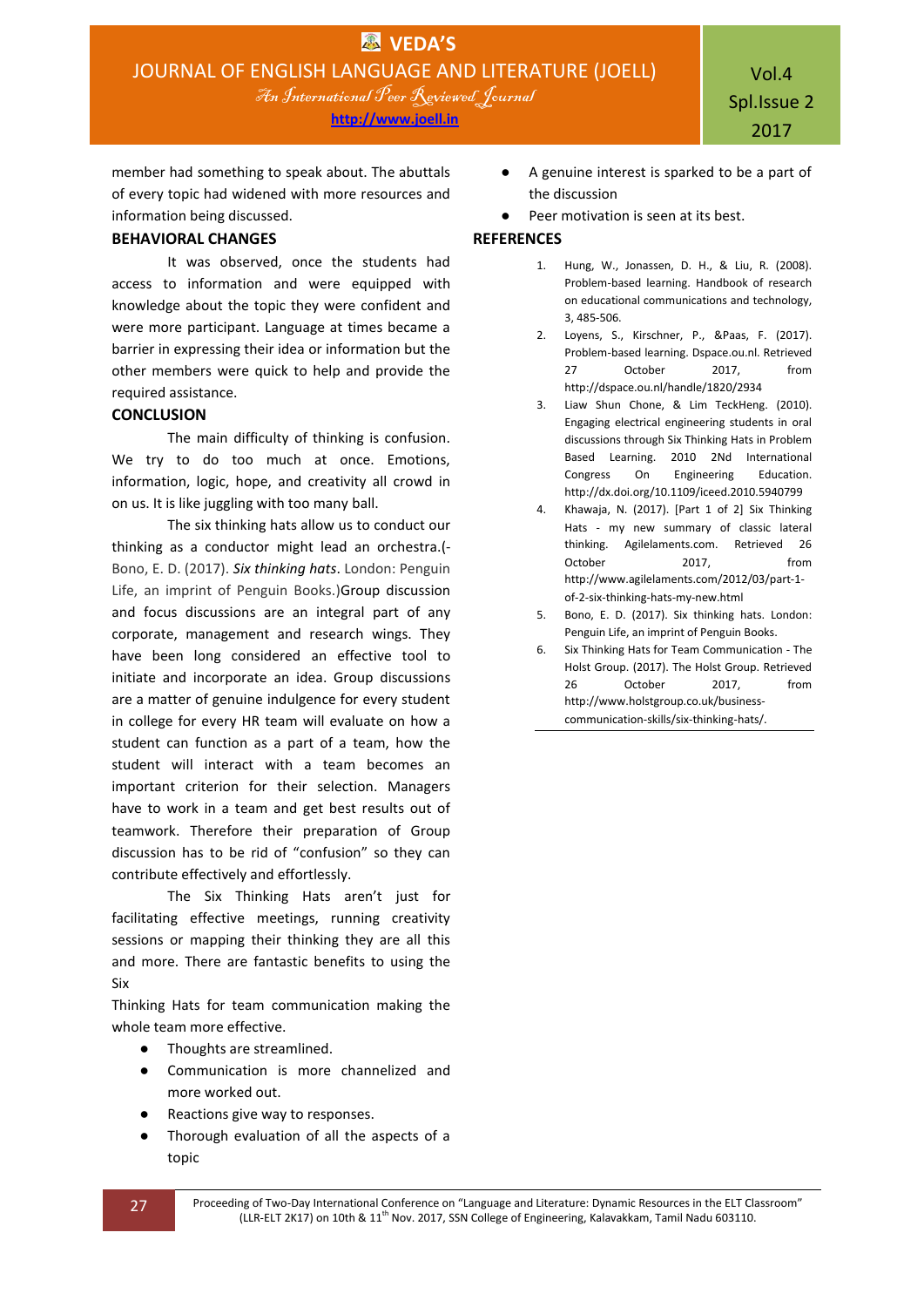member had something to speak about. The abuttals of every topic had widened with more resources and information being discussed.

**BEHAVIORAL CHANGES**

It was observed, once the students had access to information and were equipped with knowledge about the topic they were confident and were more participant. Language at times became a barrier in expressing their idea or information but the other members were quick to help and provide the required assistance.

**CONCLUSION**

The main difficulty of thinking is confusion. We try to do too much at once. Emotions, information, logic, hope, and creativity all crowd in on us. It is like juggling with too many ball.

The six thinking hats allow us to conduct our thinking as a conductor might lead an orchestra.(-Bono, E. D. (2017). *Six thinking hats*. London: Penguin Life, an imprint of Penguin Books.)Group discussion and focus discussions are an integral part of any corporate, management and research wings. They have been long considered an effective tool to initiate and incorporate an idea. Group discussions are a matter of genuine indulgence for every student in college for every HR team will evaluate on how a student can function as a part of a team, how the student will interact with a team becomes an important criterion for their selection. Managers have to work in a team and get best results out of teamwork. Therefore their preparation of Group discussion has to be rid of "confusion" so they can contribute effectively and effortlessly.

The Six Thinking Hats aren't just for facilitating effective meetings, running creativity sessions or mapping their thinking they are all this and more. There are fantastic benefits to using the Six Thinking Hats for team communication making the whole team more effective.

- Thoughts are streamlined.
- Communication is more channelized and more worked out.
- Reactions give way to responses.
- Thorough evaluation of all the aspects of a topic
- A genuine interest is sparked to be a part of the discussion
- Peer motivation is seen at its best.

**REFERENCES**

1. Hung, W., Jonassen, D. H., & Liu, R. (2008). Problem-based learning. Handbook of research on educational communications and technology, 3, 485-506.
2. Loyens, S., Kirschner, P., &Paas, F. (2017). Problem-based learning. Dspace.ou.nl. Retrieved 27 October 2017, from http://dspace.ou.nl/handle/1820/2934
3. Liaw Shun Chone, & Lim TeckHeng. (2010). Engaging electrical engineering students in oral discussions through Six Thinking Hats in Problem Based Learning. 2010 2Nd International Congress On Engineering Education. http://dx.doi.org/10.1109/iceed.2010.5940799
4. Khawaja, N. (2017). [Part 1 of 2] Six Thinking Hats - my new summary of classic lateral thinking. Agilelaments.com. Retrieved 26 October 2017, from http://www.agilelaments.com/2012/03/part-1-of-2-six-thinking-hats-my-new.html
5. Bono, E. D. (2017). Six thinking hats. London: Penguin Life, an imprint of Penguin Books.
6. Six Thinking Hats for Team Communication - The Holst Group. (2017). The Holst Group. Retrieved 26 October 2017, from http://www.holstgroup.co.uk/business-communication-skills/six-thinking-hats/.